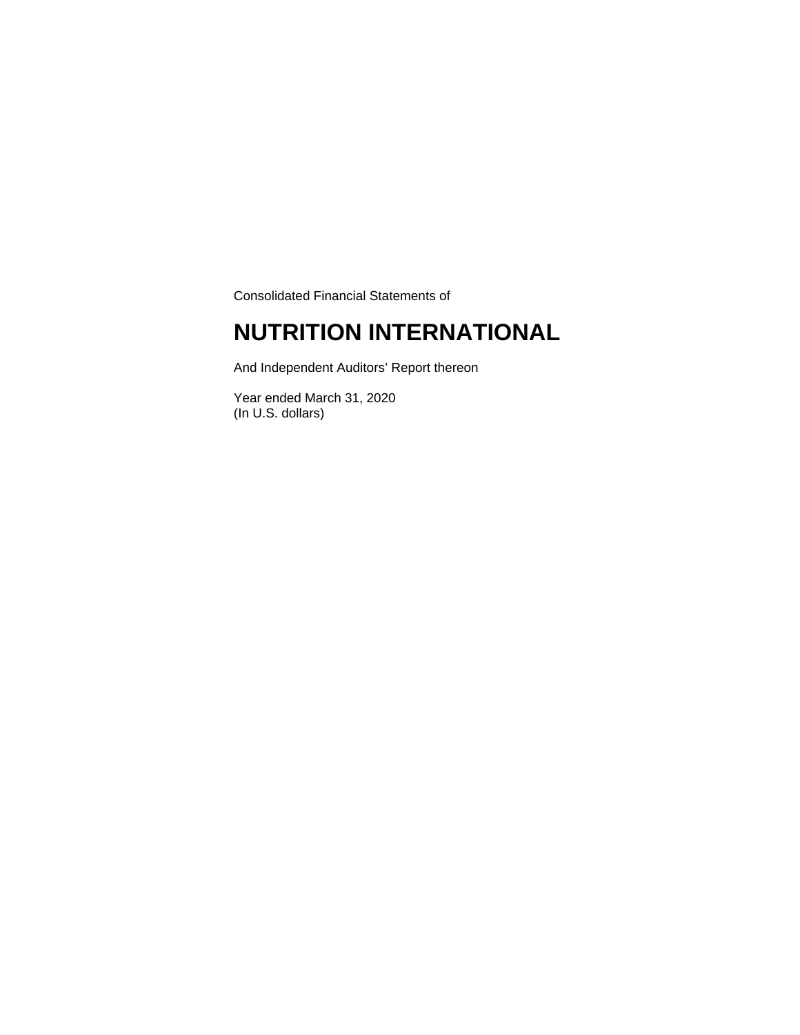Consolidated Financial Statements of

# NUTRITION INTERNATIONAL

And Independent Auditors' Report thereon

Year ended March 31, 2020
(In U.S. dollars)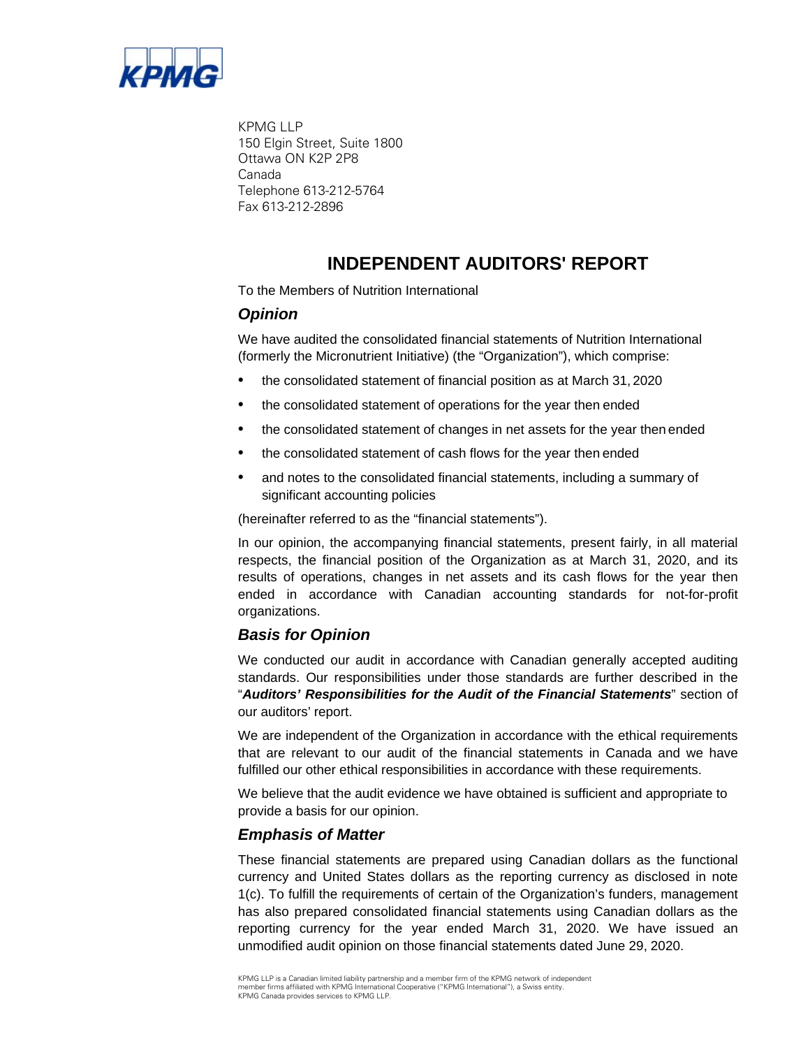KPMG LLP
150 Elgin Street, Suite 1800
Ottawa ON K2P 2P8
Canada
Telephone 613-212-5764
Fax 613-212-2896

# INDEPENDENT AUDITORS' REPORT

To the Members of Nutrition International

## *Opinion*

We have audited the consolidated financial statements of Nutrition International (formerly the Micronutrient Initiative) (the "Organization"), which comprise:

- the consolidated statement of financial position as at March 31, 2020
- the consolidated statement of operations for the year then ended
- the consolidated statement of changes in net assets for the year then ended
- the consolidated statement of cash flows for the year then ended
- and notes to the consolidated financial statements, including a summary of significant accounting policies

(hereinafter referred to as the "financial statements").

In our opinion, the accompanying financial statements, present fairly, in all material respects, the financial position of the Organization as at March 31, 2020, and its results of operations, changes in net assets and its cash flows for the year then ended in accordance with Canadian accounting standards for not-for-profit organizations.

## *Basis for Opinion*

We conducted our audit in accordance with Canadian generally accepted auditing standards. Our responsibilities under those standards are further described in the "***Auditors' Responsibilities for the Audit of the Financial Statements***" section of our auditors' report.

We are independent of the Organization in accordance with the ethical requirements that are relevant to our audit of the financial statements in Canada and we have fulfilled our other ethical responsibilities in accordance with these requirements.

We believe that the audit evidence we have obtained is sufficient and appropriate to provide a basis for our opinion.

## *Emphasis of Matter*

These financial statements are prepared using Canadian dollars as the functional currency and United States dollars as the reporting currency as disclosed in note 1(c). To fulfill the requirements of certain of the Organization's funders, management has also prepared consolidated financial statements using Canadian dollars as the reporting currency for the year ended March 31, 2020. We have issued an unmodified audit opinion on those financial statements dated June 29, 2020.

KPMG LLP is a Canadian limited liability partnership and a member firm of the KPMG network of independent member firms affiliated with KPMG International Cooperative ("KPMG International"), a Swiss entity. KPMG Canada provides services to KPMG LLP.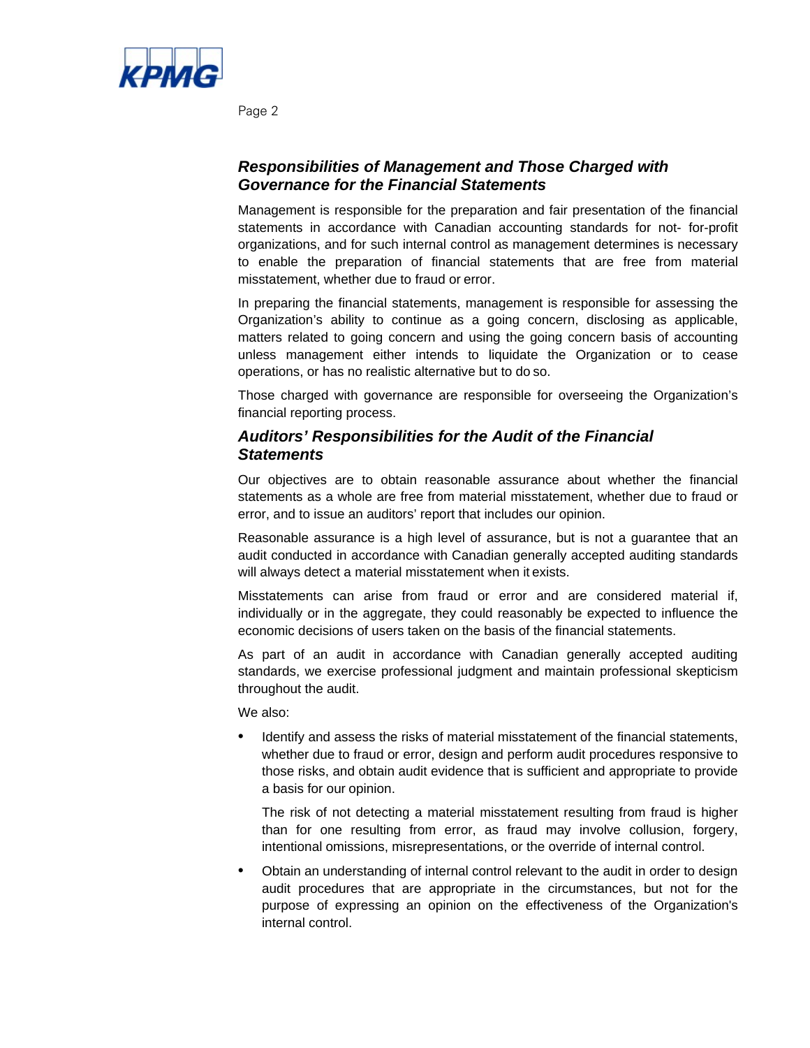### *Responsibilities of Management and Those Charged with Governance for the Financial Statements*

Management is responsible for the preparation and fair presentation of the financial statements in accordance with Canadian accounting standards for not- for-profit organizations, and for such internal control as management determines is necessary to enable the preparation of financial statements that are free from material misstatement, whether due to fraud or error.

In preparing the financial statements, management is responsible for assessing the Organization's ability to continue as a going concern, disclosing as applicable, matters related to going concern and using the going concern basis of accounting unless management either intends to liquidate the Organization or to cease operations, or has no realistic alternative but to do so.

Those charged with governance are responsible for overseeing the Organization's financial reporting process.

### *Auditors' Responsibilities for the Audit of the Financial Statements*

Our objectives are to obtain reasonable assurance about whether the financial statements as a whole are free from material misstatement, whether due to fraud or error, and to issue an auditors' report that includes our opinion.

Reasonable assurance is a high level of assurance, but is not a guarantee that an audit conducted in accordance with Canadian generally accepted auditing standards will always detect a material misstatement when it exists.

Misstatements can arise from fraud or error and are considered material if, individually or in the aggregate, they could reasonably be expected to influence the economic decisions of users taken on the basis of the financial statements.

As part of an audit in accordance with Canadian generally accepted auditing standards, we exercise professional judgment and maintain professional skepticism throughout the audit.

We also:

- Identify and assess the risks of material misstatement of the financial statements, whether due to fraud or error, design and perform audit procedures responsive to those risks, and obtain audit evidence that is sufficient and appropriate to provide a basis for our opinion.

  The risk of not detecting a material misstatement resulting from fraud is higher than for one resulting from error, as fraud may involve collusion, forgery, intentional omissions, misrepresentations, or the override of internal control.

- Obtain an understanding of internal control relevant to the audit in order to design audit procedures that are appropriate in the circumstances, but not for the purpose of expressing an opinion on the effectiveness of the Organization's internal control.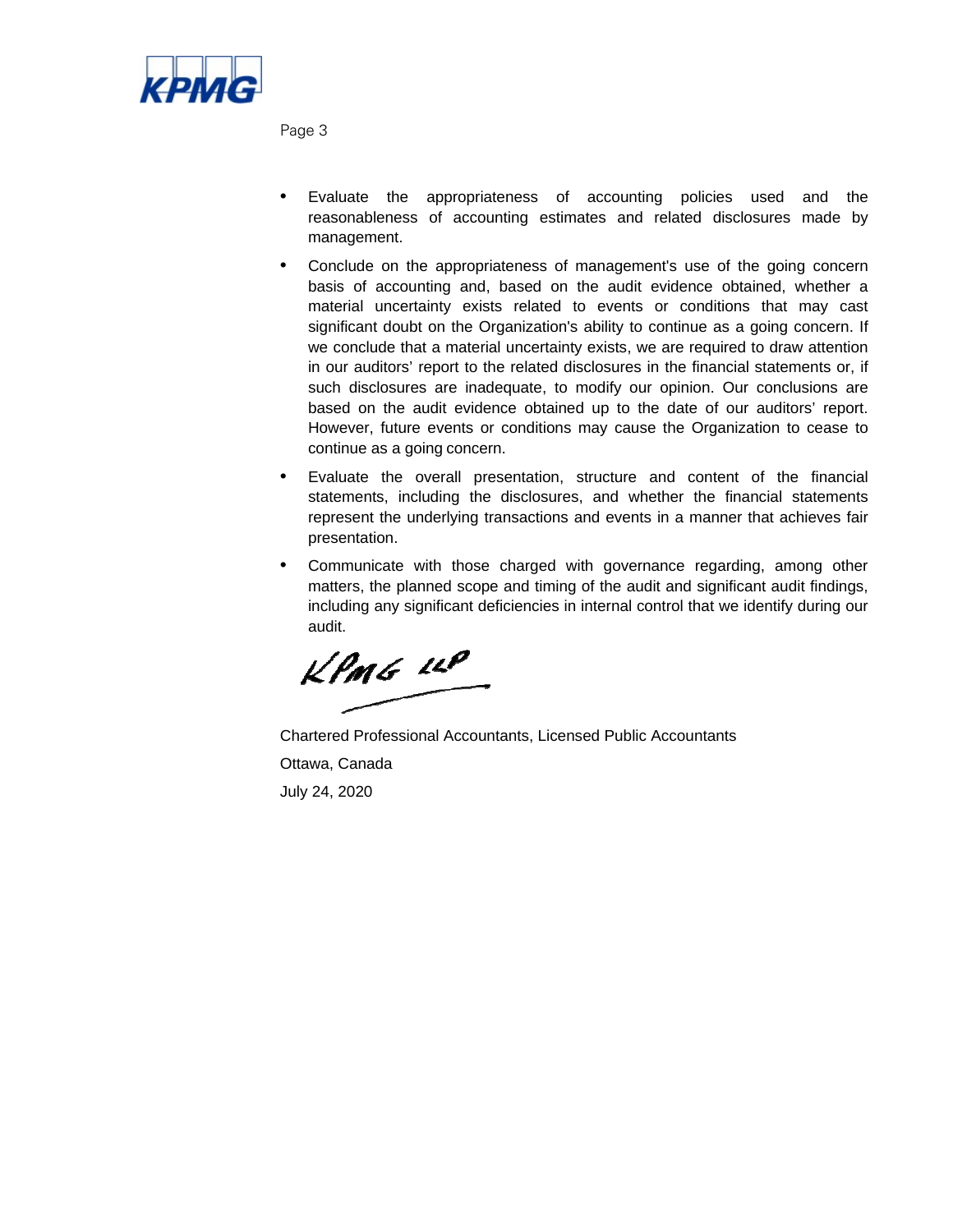- Evaluate the appropriateness of accounting policies used and the reasonableness of accounting estimates and related disclosures made by management.
- Conclude on the appropriateness of management's use of the going concern basis of accounting and, based on the audit evidence obtained, whether a material uncertainty exists related to events or conditions that may cast significant doubt on the Organization's ability to continue as a going concern. If we conclude that a material uncertainty exists, we are required to draw attention in our auditors' report to the related disclosures in the financial statements or, if such disclosures are inadequate, to modify our opinion. Our conclusions are based on the audit evidence obtained up to the date of our auditors' report. However, future events or conditions may cause the Organization to cease to continue as a going concern.
- Evaluate the overall presentation, structure and content of the financial statements, including the disclosures, and whether the financial statements represent the underlying transactions and events in a manner that achieves fair presentation.
- Communicate with those charged with governance regarding, among other matters, the planned scope and timing of the audit and significant audit findings, including any significant deficiencies in internal control that we identify during our audit.

KPMG LLP

Chartered Professional Accountants, Licensed Public Accountants

Ottawa, Canada

July 24, 2020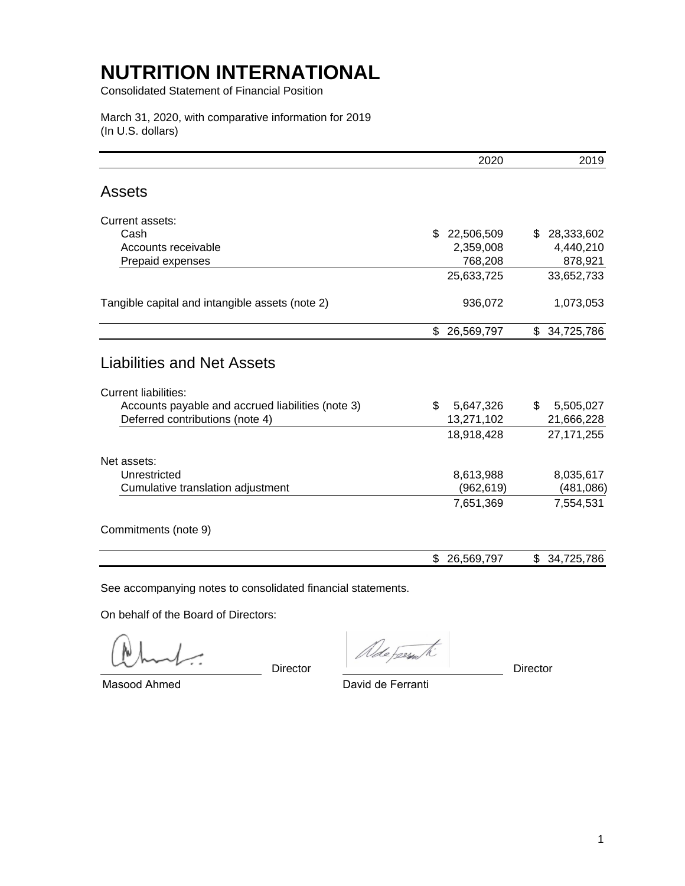# NUTRITION INTERNATIONAL

Consolidated Statement of Financial Position

March 31, 2020, with comparative information for 2019
(In U.S. dollars)

| | 2020 | 2019 |
|---|---|---|
| **Assets** | | |
| Current assets: | | |
| Cash | $ 22,506,509 | $ 28,333,602 |
| Accounts receivable | 2,359,008 | 4,440,210 |
| Prepaid expenses | 768,208 | 878,921 |
| | 25,633,725 | 33,652,733 |
| Tangible capital and intangible assets (note 2) | 936,072 | 1,073,053 |
| | $ 26,569,797 | $ 34,725,786 |
| **Liabilities and Net Assets** | | |
| Current liabilities: | | |
| Accounts payable and accrued liabilities (note 3) | $ 5,647,326 | $ 5,505,027 |
| Deferred contributions (note 4) | 13,271,102 | 21,666,228 |
| | 18,918,428 | 27,171,255 |
| Net assets: | | |
| Unrestricted | 8,613,988 | 8,035,617 |
| Cumulative translation adjustment | (962,619) | (481,086) |
| | 7,651,369 | 7,554,531 |
| Commitments (note 9) | | |
| | $ 26,569,797 | $ 34,725,786 |

See accompanying notes to consolidated financial statements.

On behalf of the Board of Directors:

Masood Ahmed, Director

David de Ferranti, Director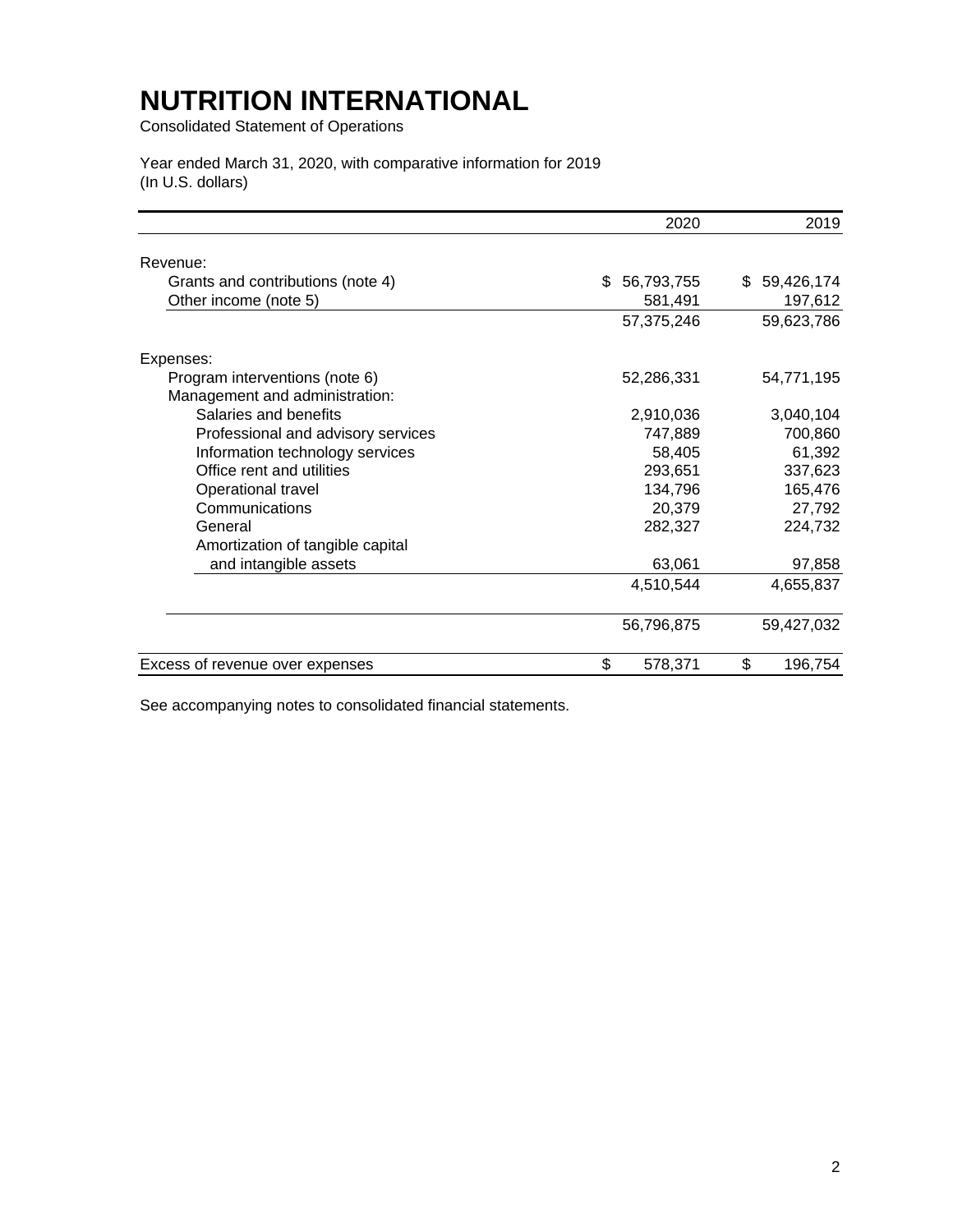# NUTRITION INTERNATIONAL

Consolidated Statement of Operations

Year ended March 31, 2020, with comparative information for 2019
(In U.S. dollars)

| | 2020 | 2019 |
|---|---:|---:|
| Revenue: | | |
| Grants and contributions (note 4) | $ 56,793,755 | $ 59,426,174 |
| Other income (note 5) | 581,491 | 197,612 |
| | 57,375,246 | 59,623,786 |
| Expenses: | | |
| Program interventions (note 6) | 52,286,331 | 54,771,195 |
| Management and administration: | | |
| Salaries and benefits | 2,910,036 | 3,040,104 |
| Professional and advisory services | 747,889 | 700,860 |
| Information technology services | 58,405 | 61,392 |
| Office rent and utilities | 293,651 | 337,623 |
| Operational travel | 134,796 | 165,476 |
| Communications | 20,379 | 27,792 |
| General | 282,327 | 224,732 |
| Amortization of tangible capital and intangible assets | 63,061 | 97,858 |
| | 4,510,544 | 4,655,837 |
| | 56,796,875 | 59,427,032 |
| Excess of revenue over expenses | $ 578,371 | $ 196,754 |

See accompanying notes to consolidated financial statements.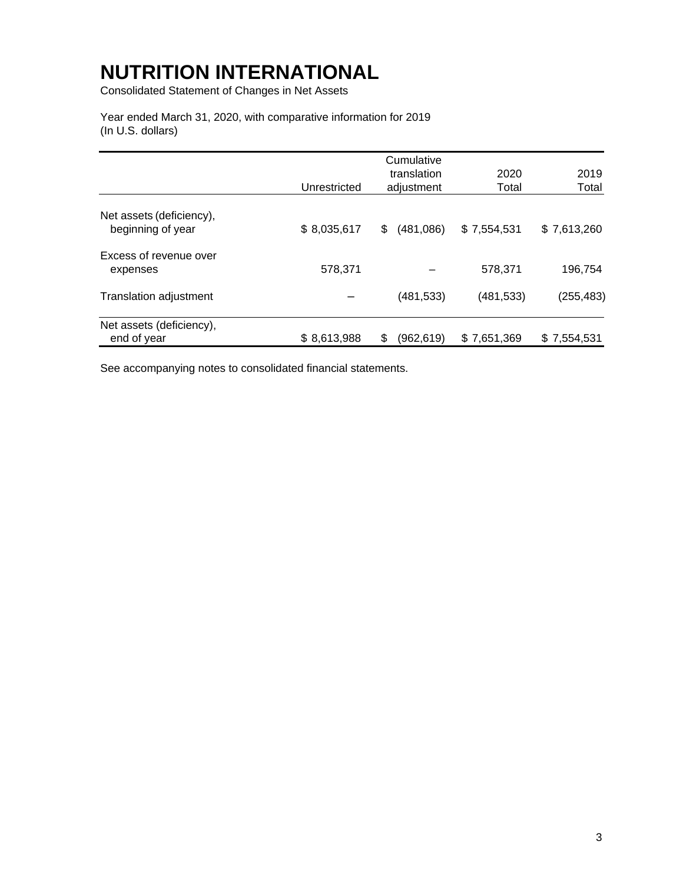# NUTRITION INTERNATIONAL

Consolidated Statement of Changes in Net Assets

Year ended March 31, 2020, with comparative information for 2019
(In U.S. dollars)

| | Unrestricted | Cumulative translation adjustment | 2020 Total | 2019 Total |
|---|---|---|---|---|
| Net assets (deficiency), beginning of year | $ 8,035,617 | $ (481,086) | $ 7,554,531 | $ 7,613,260 |
| Excess of revenue over expenses | 578,371 | – | 578,371 | 196,754 |
| Translation adjustment | – | (481,533) | (481,533) | (255,483) |
| Net assets (deficiency), end of year | $ 8,613,988 | $ (962,619) | $ 7,651,369 | $ 7,554,531 |

See accompanying notes to consolidated financial statements.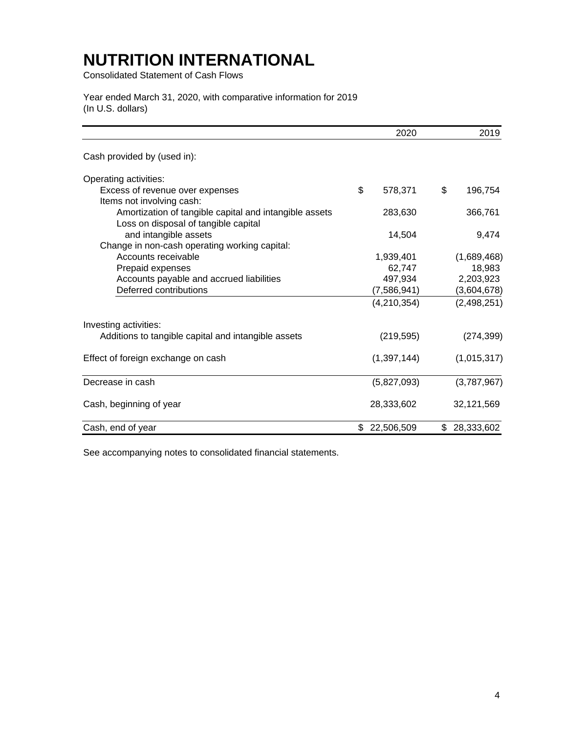# NUTRITION INTERNATIONAL

Consolidated Statement of Cash Flows

Year ended March 31, 2020, with comparative information for 2019
(In U.S. dollars)

| | 2020 | 2019 |
|---|---|---|
| Cash provided by (used in): | | |
| Operating activities: | | |
| Excess of revenue over expenses | $ 578,371 | $ 196,754 |
| Items not involving cash: | | |
| Amortization of tangible capital and intangible assets | 283,630 | 366,761 |
| Loss on disposal of tangible capital and intangible assets | 14,504 | 9,474 |
| Change in non-cash operating working capital: | | |
| Accounts receivable | 1,939,401 | (1,689,468) |
| Prepaid expenses | 62,747 | 18,983 |
| Accounts payable and accrued liabilities | 497,934 | 2,203,923 |
| Deferred contributions | (7,586,941) | (3,604,678) |
| | (4,210,354) | (2,498,251) |
| Investing activities: | | |
| Additions to tangible capital and intangible assets | (219,595) | (274,399) |
| Effect of foreign exchange on cash | (1,397,144) | (1,015,317) |
| Decrease in cash | (5,827,093) | (3,787,967) |
| Cash, beginning of year | 28,333,602 | 32,121,569 |
| Cash, end of year | $ 22,506,509 | $ 28,333,602 |

See accompanying notes to consolidated financial statements.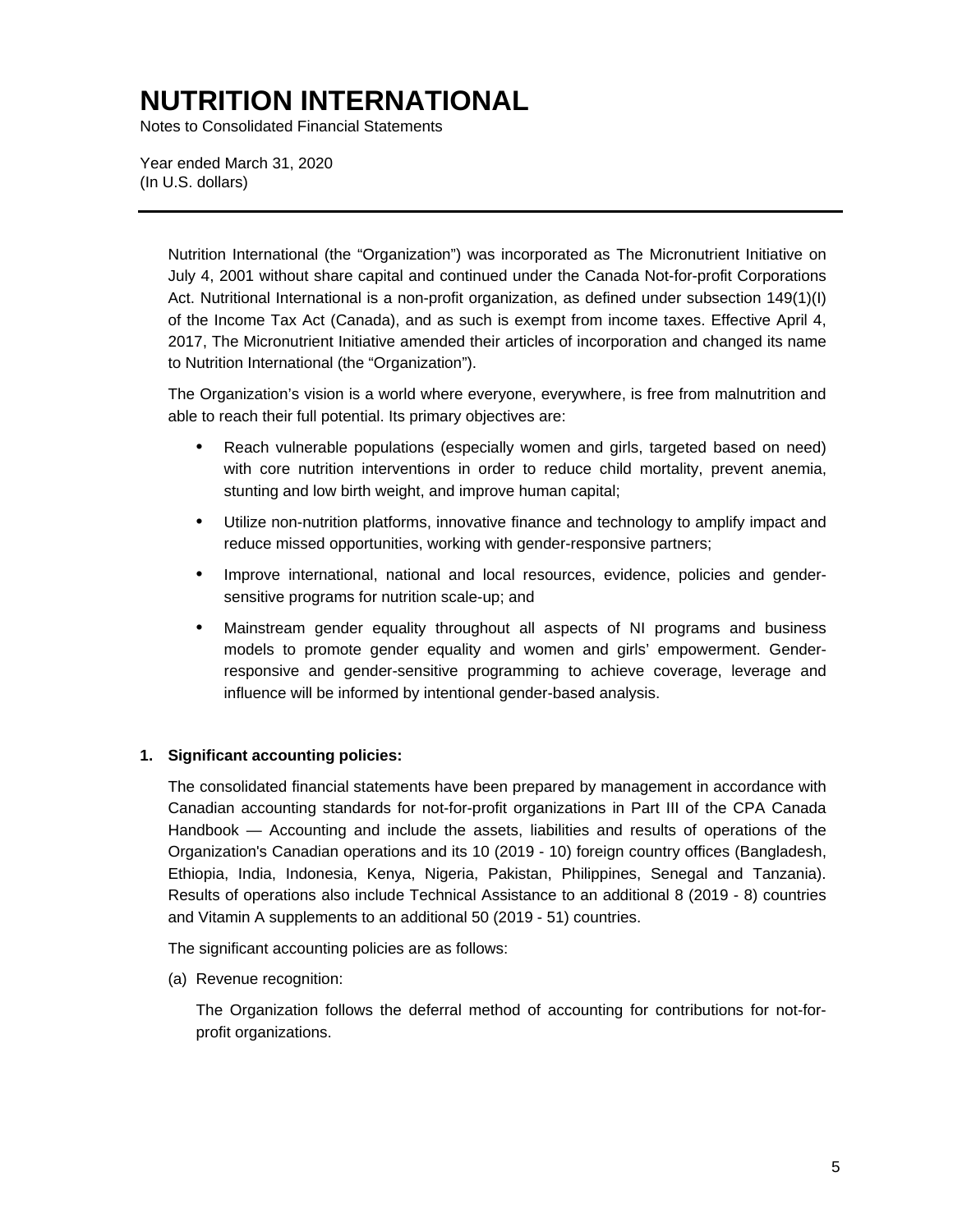# NUTRITION INTERNATIONAL

Notes to Consolidated Financial Statements

Year ended March 31, 2020
(In U.S. dollars)

---

Nutrition International (the "Organization") was incorporated as The Micronutrient Initiative on July 4, 2001 without share capital and continued under the Canada Not-for-profit Corporations Act. Nutritional International is a non-profit organization, as defined under subsection 149(1)(I) of the Income Tax Act (Canada), and as such is exempt from income taxes. Effective April 4, 2017, The Micronutrient Initiative amended their articles of incorporation and changed its name to Nutrition International (the "Organization").

The Organization's vision is a world where everyone, everywhere, is free from malnutrition and able to reach their full potential. Its primary objectives are:

- Reach vulnerable populations (especially women and girls, targeted based on need) with core nutrition interventions in order to reduce child mortality, prevent anemia, stunting and low birth weight, and improve human capital;
- Utilize non-nutrition platforms, innovative finance and technology to amplify impact and reduce missed opportunities, working with gender-responsive partners;
- Improve international, national and local resources, evidence, policies and gender-sensitive programs for nutrition scale-up; and
- Mainstream gender equality throughout all aspects of NI programs and business models to promote gender equality and women and girls' empowerment. Gender-responsive and gender-sensitive programming to achieve coverage, leverage and influence will be informed by intentional gender-based analysis.

**1. Significant accounting policies:**

The consolidated financial statements have been prepared by management in accordance with Canadian accounting standards for not-for-profit organizations in Part III of the CPA Canada Handbook — Accounting and include the assets, liabilities and results of operations of the Organization's Canadian operations and its 10 (2019 - 10) foreign country offices (Bangladesh, Ethiopia, India, Indonesia, Kenya, Nigeria, Pakistan, Philippines, Senegal and Tanzania). Results of operations also include Technical Assistance to an additional 8 (2019 - 8) countries and Vitamin A supplements to an additional 50 (2019 - 51) countries.

The significant accounting policies are as follows:

(a) Revenue recognition:

The Organization follows the deferral method of accounting for contributions for not-for-profit organizations.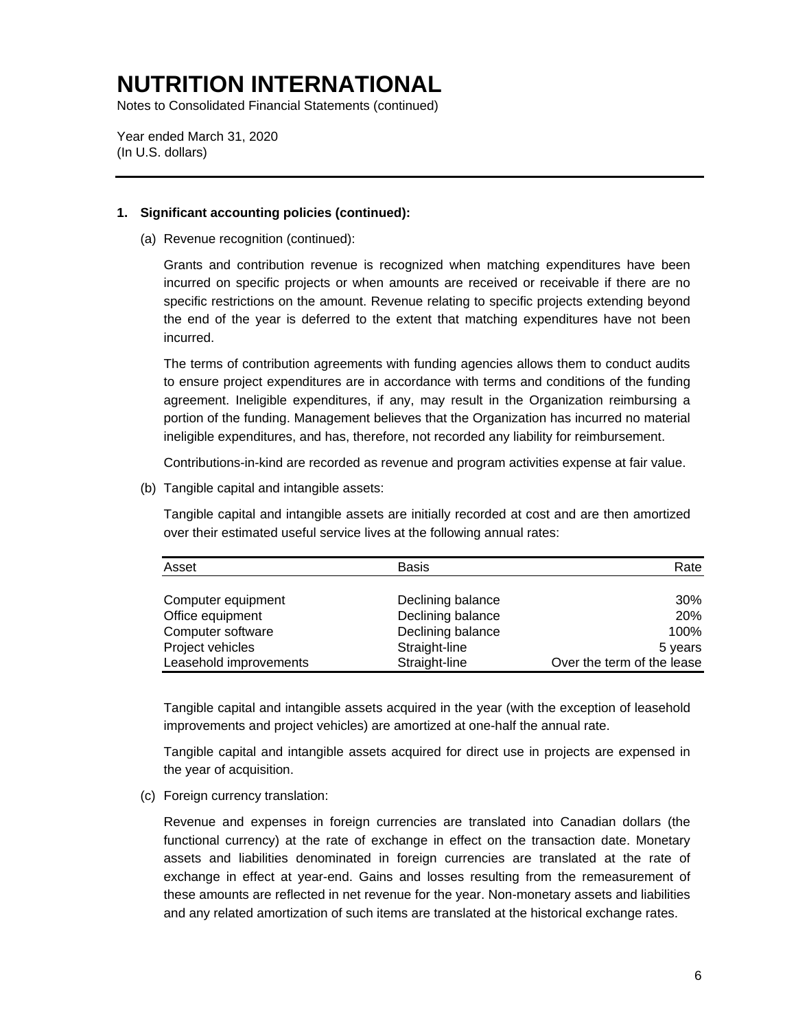# NUTRITION INTERNATIONAL

Notes to Consolidated Financial Statements (continued)

Year ended March 31, 2020
(In U.S. dollars)

---

**1. Significant accounting policies (continued):**

(a) Revenue recognition (continued):

Grants and contribution revenue is recognized when matching expenditures have been incurred on specific projects or when amounts are received or receivable if there are no specific restrictions on the amount. Revenue relating to specific projects extending beyond the end of the year is deferred to the extent that matching expenditures have not been incurred.

The terms of contribution agreements with funding agencies allows them to conduct audits to ensure project expenditures are in accordance with terms and conditions of the funding agreement. Ineligible expenditures, if any, may result in the Organization reimbursing a portion of the funding. Management believes that the Organization has incurred no material ineligible expenditures, and has, therefore, not recorded any liability for reimbursement.

Contributions-in-kind are recorded as revenue and program activities expense at fair value.

(b) Tangible capital and intangible assets:

Tangible capital and intangible assets are initially recorded at cost and are then amortized over their estimated useful service lives at the following annual rates:

| Asset | Basis | Rate |
|---|---|---|
| Computer equipment | Declining balance | 30% |
| Office equipment | Declining balance | 20% |
| Computer software | Declining balance | 100% |
| Project vehicles | Straight-line | 5 years |
| Leasehold improvements | Straight-line | Over the term of the lease |

Tangible capital and intangible assets acquired in the year (with the exception of leasehold improvements and project vehicles) are amortized at one-half the annual rate.

Tangible capital and intangible assets acquired for direct use in projects are expensed in the year of acquisition.

(c) Foreign currency translation:

Revenue and expenses in foreign currencies are translated into Canadian dollars (the functional currency) at the rate of exchange in effect on the transaction date. Monetary assets and liabilities denominated in foreign currencies are translated at the rate of exchange in effect at year-end. Gains and losses resulting from the remeasurement of these amounts are reflected in net revenue for the year. Non-monetary assets and liabilities and any related amortization of such items are translated at the historical exchange rates.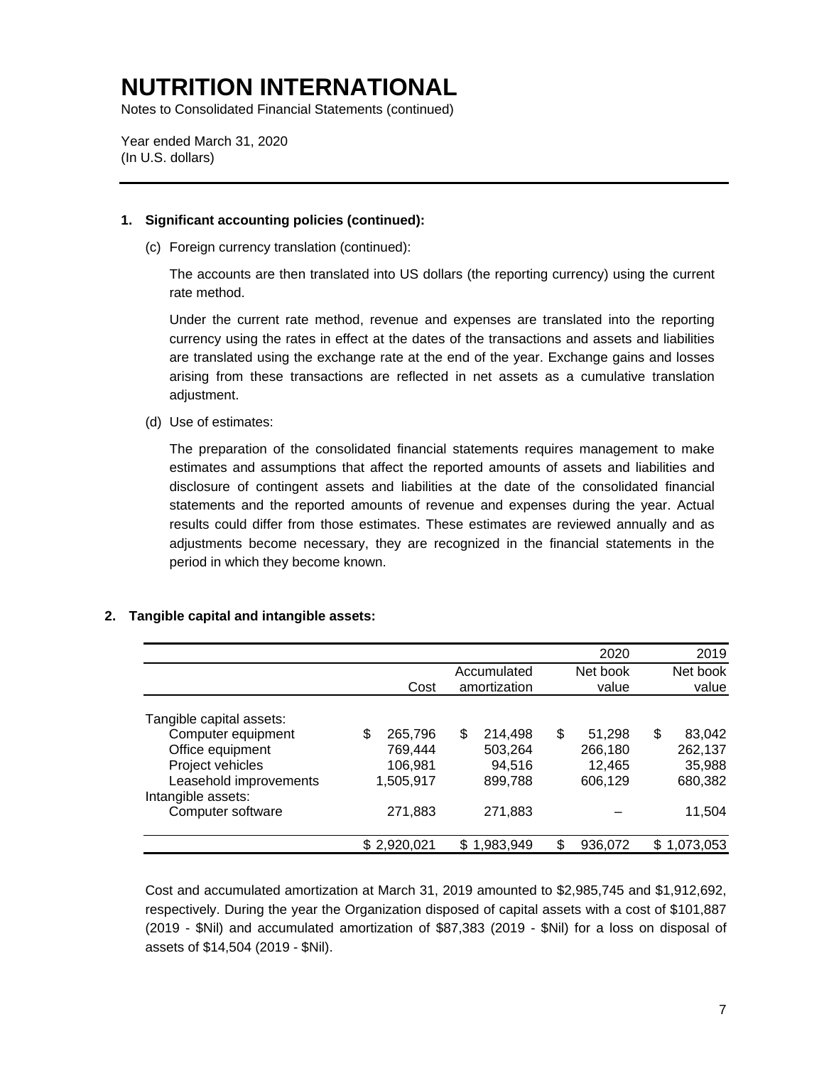# NUTRITION INTERNATIONAL

Notes to Consolidated Financial Statements (continued)

Year ended March 31, 2020
(In U.S. dollars)

**1. Significant accounting policies (continued):**

(c) Foreign currency translation (continued):

The accounts are then translated into US dollars (the reporting currency) using the current rate method.

Under the current rate method, revenue and expenses are translated into the reporting currency using the rates in effect at the dates of the transactions and assets and liabilities are translated using the exchange rate at the end of the year. Exchange gains and losses arising from these transactions are reflected in net assets as a cumulative translation adjustment.

(d) Use of estimates:

The preparation of the consolidated financial statements requires management to make estimates and assumptions that affect the reported amounts of assets and liabilities and disclosure of contingent assets and liabilities at the date of the consolidated financial statements and the reported amounts of revenue and expenses during the year. Actual results could differ from those estimates. These estimates are reviewed annually and as adjustments become necessary, they are recognized in the financial statements in the period in which they become known.

**2. Tangible capital and intangible assets:**

| | | | 2020 | 2019 |
|---|---|---|---|---|
| | Cost | Accumulated amortization | Net book value | Net book value |
| Tangible capital assets: | | | | |
| Computer equipment | $ 265,796 | $ 214,498 | $ 51,298 | $ 83,042 |
| Office equipment | 769,444 | 503,264 | 266,180 | 262,137 |
| Project vehicles | 106,981 | 94,516 | 12,465 | 35,988 |
| Leasehold improvements | 1,505,917 | 899,788 | 606,129 | 680,382 |
| Intangible assets: | | | | |
| Computer software | 271,883 | 271,883 | – | 11,504 |
| | $ 2,920,021 | $ 1,983,949 | $ 936,072 | $ 1,073,053 |

Cost and accumulated amortization at March 31, 2019 amounted to $2,985,745 and $1,912,692, respectively. During the year the Organization disposed of capital assets with a cost of $101,887 (2019 - $Nil) and accumulated amortization of $87,383 (2019 - $Nil) for a loss on disposal of assets of $14,504 (2019 - $Nil).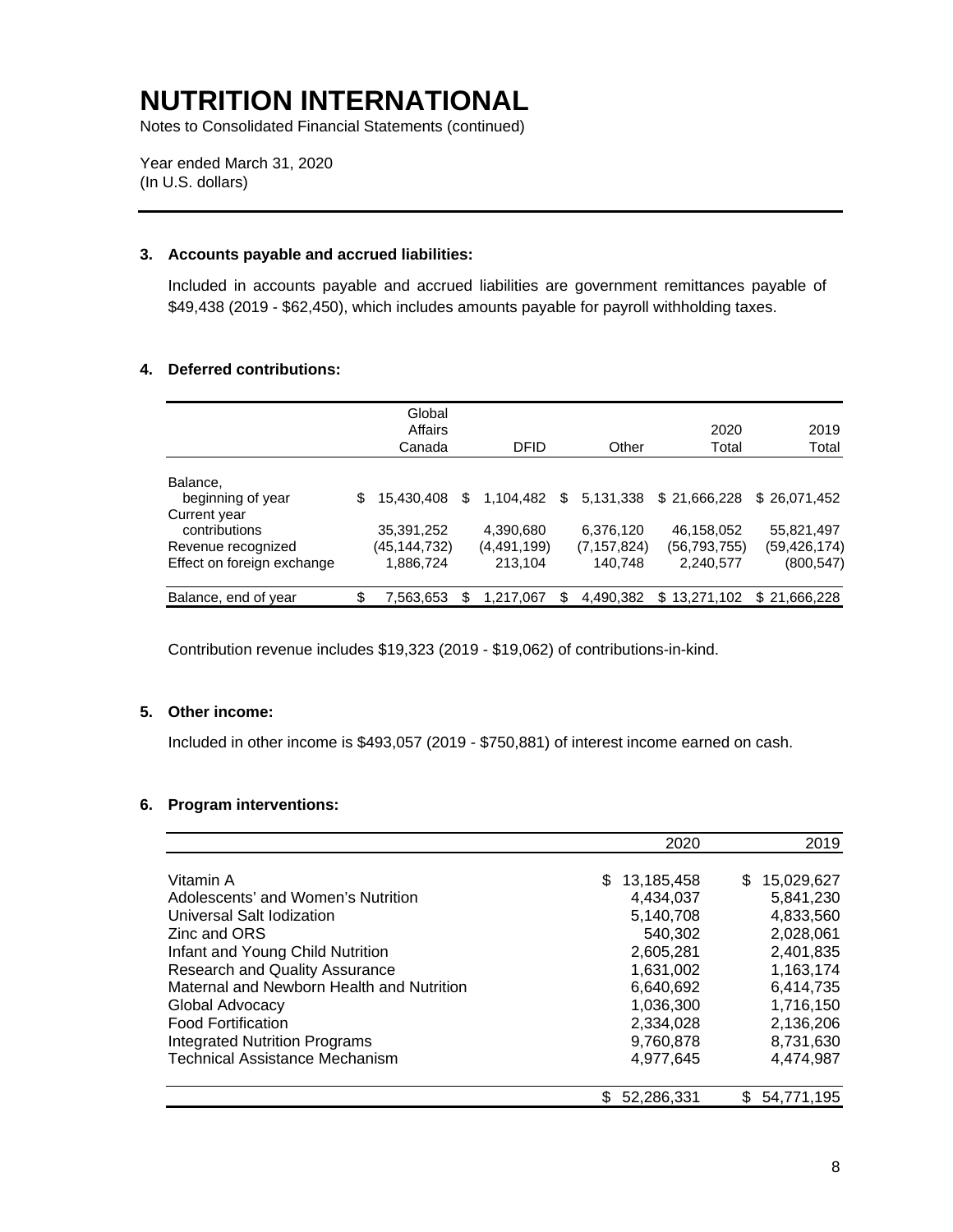# NUTRITION INTERNATIONAL

Notes to Consolidated Financial Statements (continued)

Year ended March 31, 2020
(In U.S. dollars)

---

### 3. Accounts payable and accrued liabilities:

Included in accounts payable and accrued liabilities are government remittances payable of $49,438 (2019 - $62,450), which includes amounts payable for payroll withholding taxes.

### 4. Deferred contributions:

| | Global Affairs Canada | DFID | Other | 2020 Total | 2019 Total |
|---|---|---|---|---|---|
| Balance, beginning of year | $ 15,430,408 | $ 1,104,482 | $ 5,131,338 | $ 21,666,228 | $ 26,071,452 |
| Current year contributions | 35,391,252 | 4,390,680 | 6,376,120 | 46,158,052 | 55,821,497 |
| Revenue recognized | (45,144,732) | (4,491,199) | (7,157,824) | (56,793,755) | (59,426,174) |
| Effect on foreign exchange | 1,886,724 | 213,104 | 140,748 | 2,240,577 | (800,547) |
| Balance, end of year | $ 7,563,653 | $ 1,217,067 | $ 4,490,382 | $ 13,271,102 | $ 21,666,228 |

Contribution revenue includes $19,323 (2019 - $19,062) of contributions-in-kind.

### 5. Other income:

Included in other income is $493,057 (2019 - $750,881) of interest income earned on cash.

### 6. Program interventions:

| | 2020 | 2019 |
|---|---|---|
| Vitamin A | $ 13,185,458 | $ 15,029,627 |
| Adolescents' and Women's Nutrition | 4,434,037 | 5,841,230 |
| Universal Salt Iodization | 5,140,708 | 4,833,560 |
| Zinc and ORS | 540,302 | 2,028,061 |
| Infant and Young Child Nutrition | 2,605,281 | 2,401,835 |
| Research and Quality Assurance | 1,631,002 | 1,163,174 |
| Maternal and Newborn Health and Nutrition | 6,640,692 | 6,414,735 |
| Global Advocacy | 1,036,300 | 1,716,150 |
| Food Fortification | 2,334,028 | 2,136,206 |
| Integrated Nutrition Programs | 9,760,878 | 8,731,630 |
| Technical Assistance Mechanism | 4,977,645 | 4,474,987 |
| | $ 52,286,331 | $ 54,771,195 |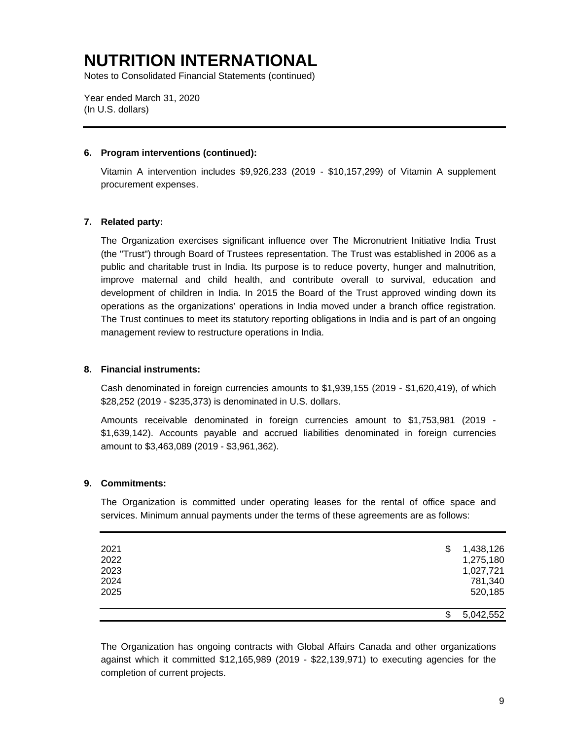# NUTRITION INTERNATIONAL

Notes to Consolidated Financial Statements (continued)

Year ended March 31, 2020
(In U.S. dollars)

---

**6. Program interventions (continued):**

Vitamin A intervention includes $9,926,233 (2019 - $10,157,299) of Vitamin A supplement procurement expenses.

**7. Related party:**

The Organization exercises significant influence over The Micronutrient Initiative India Trust (the "Trust") through Board of Trustees representation. The Trust was established in 2006 as a public and charitable trust in India. Its purpose is to reduce poverty, hunger and malnutrition, improve maternal and child health, and contribute overall to survival, education and development of children in India. In 2015 the Board of the Trust approved winding down its operations as the organizations' operations in India moved under a branch office registration. The Trust continues to meet its statutory reporting obligations in India and is part of an ongoing management review to restructure operations in India.

**8. Financial instruments:**

Cash denominated in foreign currencies amounts to $1,939,155 (2019 - $1,620,419), of which $28,252 (2019 - $235,373) is denominated in U.S. dollars.

Amounts receivable denominated in foreign currencies amount to $1,753,981 (2019 - $1,639,142). Accounts payable and accrued liabilities denominated in foreign currencies amount to $3,463,089 (2019 - $3,961,362).

**9. Commitments:**

The Organization is committed under operating leases for the rental of office space and services. Minimum annual payments under the terms of these agreements are as follows:

| | |
|---|---|
| 2021 | $ 1,438,126 |
| 2022 | 1,275,180 |
| 2023 | 1,027,721 |
| 2024 | 781,340 |
| 2025 | 520,185 |
| | $ 5,042,552 |

The Organization has ongoing contracts with Global Affairs Canada and other organizations against which it committed $12,165,989 (2019 - $22,139,971) to executing agencies for the completion of current projects.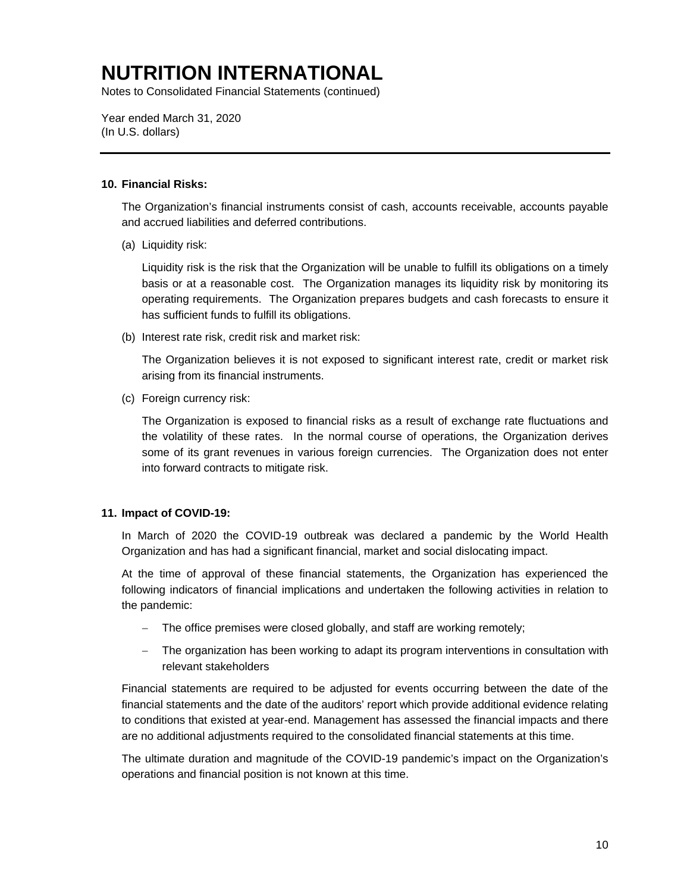# NUTRITION INTERNATIONAL

Notes to Consolidated Financial Statements (continued)

Year ended March 31, 2020
(In U.S. dollars)

---

**10. Financial Risks:**

The Organization's financial instruments consist of cash, accounts receivable, accounts payable and accrued liabilities and deferred contributions.

(a) Liquidity risk:

Liquidity risk is the risk that the Organization will be unable to fulfill its obligations on a timely basis or at a reasonable cost. The Organization manages its liquidity risk by monitoring its operating requirements. The Organization prepares budgets and cash forecasts to ensure it has sufficient funds to fulfill its obligations.

(b) Interest rate risk, credit risk and market risk:

The Organization believes it is not exposed to significant interest rate, credit or market risk arising from its financial instruments.

(c) Foreign currency risk:

The Organization is exposed to financial risks as a result of exchange rate fluctuations and the volatility of these rates. In the normal course of operations, the Organization derives some of its grant revenues in various foreign currencies. The Organization does not enter into forward contracts to mitigate risk.

**11. Impact of COVID-19:**

In March of 2020 the COVID-19 outbreak was declared a pandemic by the World Health Organization and has had a significant financial, market and social dislocating impact.

At the time of approval of these financial statements, the Organization has experienced the following indicators of financial implications and undertaken the following activities in relation to the pandemic:

- The office premises were closed globally, and staff are working remotely;
- The organization has been working to adapt its program interventions in consultation with relevant stakeholders

Financial statements are required to be adjusted for events occurring between the date of the financial statements and the date of the auditors' report which provide additional evidence relating to conditions that existed at year-end. Management has assessed the financial impacts and there are no additional adjustments required to the consolidated financial statements at this time.

The ultimate duration and magnitude of the COVID-19 pandemic's impact on the Organization's operations and financial position is not known at this time.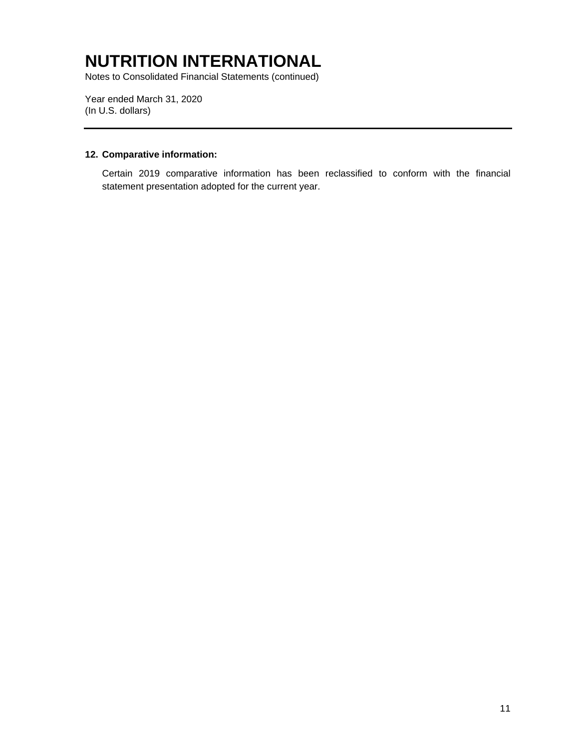## 12. Comparative information:

Certain 2019 comparative information has been reclassified to conform with the financial statement presentation adopted for the current year.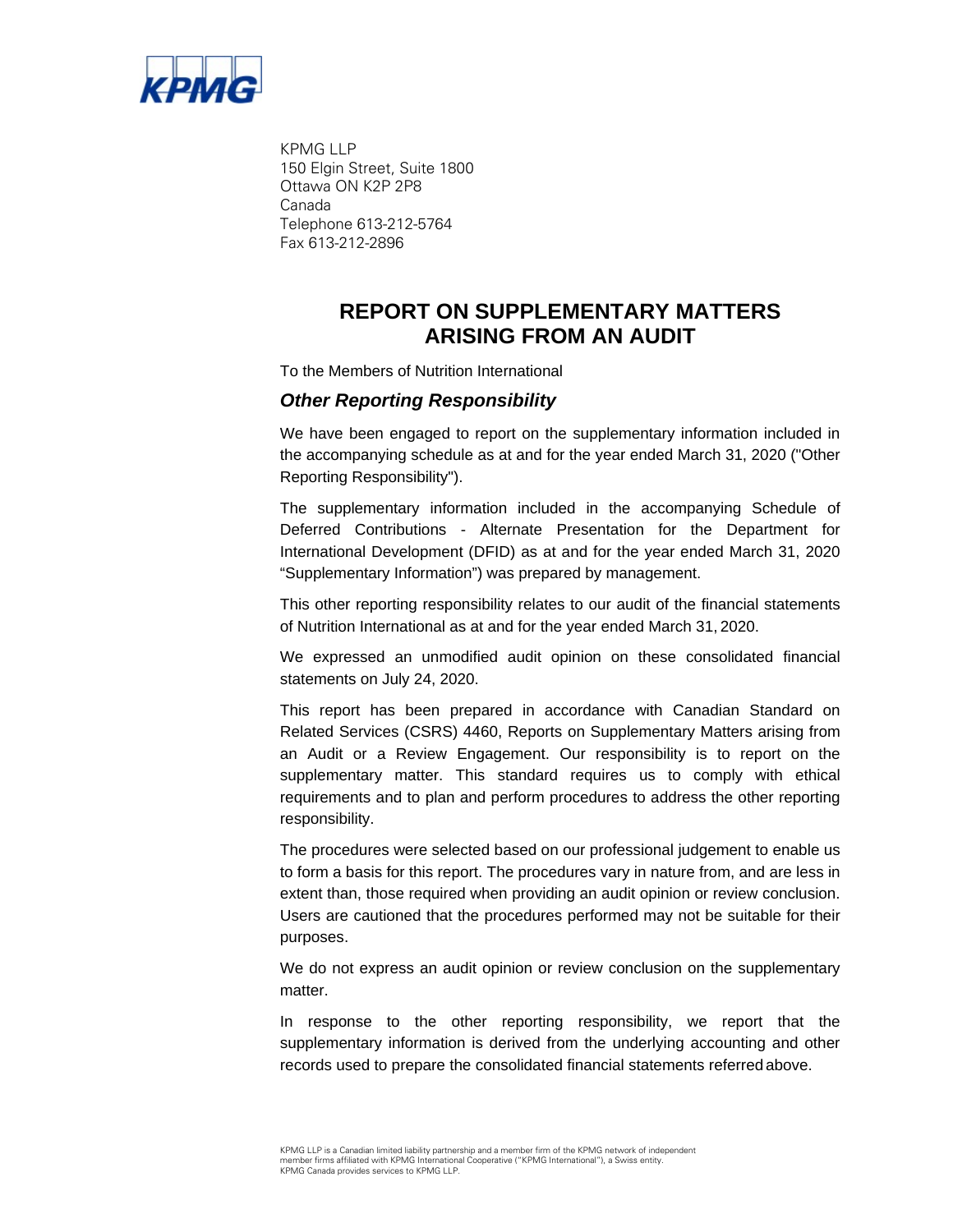KPMG LLP
150 Elgin Street, Suite 1800
Ottawa ON K2P 2P8
Canada
Telephone 613-212-5764
Fax 613-212-2896

# REPORT ON SUPPLEMENTARY MATTERS ARISING FROM AN AUDIT

To the Members of Nutrition International

## *Other Reporting Responsibility*

We have been engaged to report on the supplementary information included in the accompanying schedule as at and for the year ended March 31, 2020 ("Other Reporting Responsibility").

The supplementary information included in the accompanying Schedule of Deferred Contributions - Alternate Presentation for the Department for International Development (DFID) as at and for the year ended March 31, 2020 "Supplementary Information") was prepared by management.

This other reporting responsibility relates to our audit of the financial statements of Nutrition International as at and for the year ended March 31, 2020.

We expressed an unmodified audit opinion on these consolidated financial statements on July 24, 2020.

This report has been prepared in accordance with Canadian Standard on Related Services (CSRS) 4460, Reports on Supplementary Matters arising from an Audit or a Review Engagement. Our responsibility is to report on the supplementary matter. This standard requires us to comply with ethical requirements and to plan and perform procedures to address the other reporting responsibility.

The procedures were selected based on our professional judgement to enable us to form a basis for this report. The procedures vary in nature from, and are less in extent than, those required when providing an audit opinion or review conclusion. Users are cautioned that the procedures performed may not be suitable for their purposes.

We do not express an audit opinion or review conclusion on the supplementary matter.

In response to the other reporting responsibility, we report that the supplementary information is derived from the underlying accounting and other records used to prepare the consolidated financial statements referred above.

KPMG LLP is a Canadian limited liability partnership and a member firm of the KPMG network of independent member firms affiliated with KPMG International Cooperative ("KPMG International"), a Swiss entity. KPMG Canada provides services to KPMG LLP.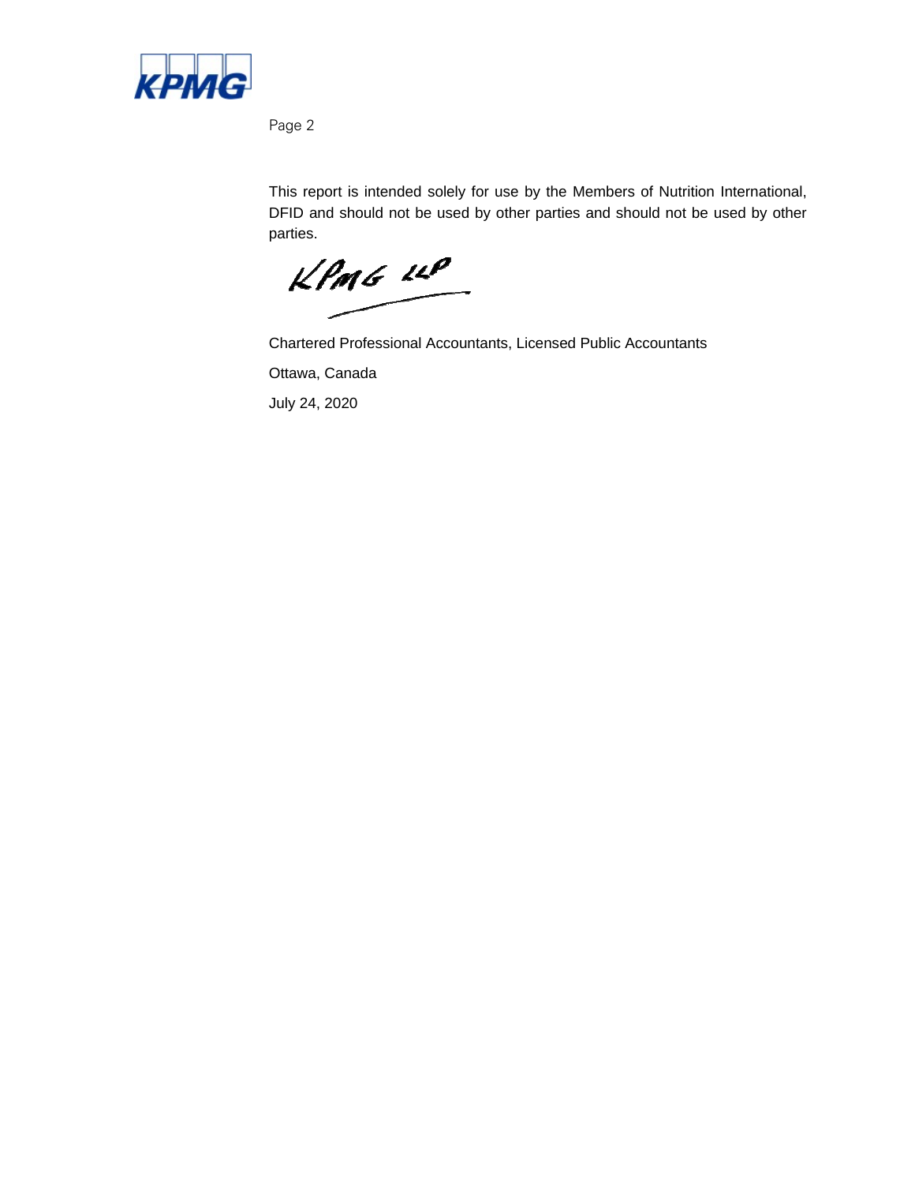This report is intended solely for use by the Members of Nutrition International, DFID and should not be used by other parties and should not be used by other parties.

KPMG LLP

Chartered Professional Accountants, Licensed Public Accountants

Ottawa, Canada

July 24, 2020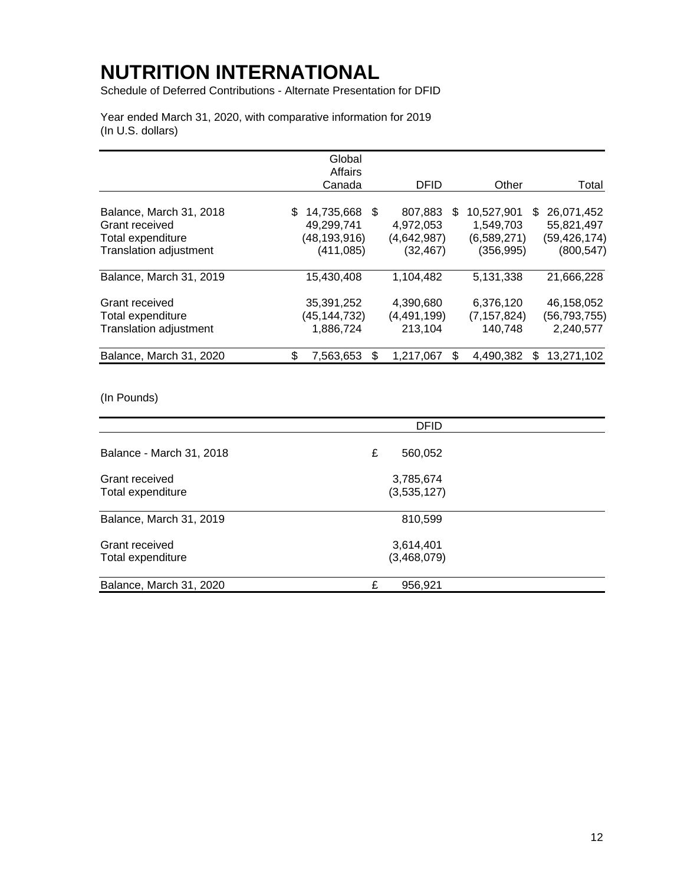# NUTRITION INTERNATIONAL

Schedule of Deferred Contributions - Alternate Presentation for DFID

Year ended March 31, 2020, with comparative information for 2019
(In U.S. dollars)

| | Global Affairs Canada | DFID | Other | Total |
|---|---|---|---|---|
| Balance, March 31, 2018 | $ 14,735,668 | $ 807,883 | $ 10,527,901 | $ 26,071,452 |
| Grant received | 49,299,741 | 4,972,053 | 1,549,703 | 55,821,497 |
| Total expenditure | (48,193,916) | (4,642,987) | (6,589,271) | (59,426,174) |
| Translation adjustment | (411,085) | (32,467) | (356,995) | (800,547) |
| Balance, March 31, 2019 | 15,430,408 | 1,104,482 | 5,131,338 | 21,666,228 |
| Grant received | 35,391,252 | 4,390,680 | 6,376,120 | 46,158,052 |
| Total expenditure | (45,144,732) | (4,491,199) | (7,157,824) | (56,793,755) |
| Translation adjustment | 1,886,724 | 213,104 | 140,748 | 2,240,577 |
| Balance, March 31, 2020 | $ 7,563,653 | $ 1,217,067 | $ 4,490,382 | $ 13,271,102 |

(In Pounds)

| | DFID |
|---|---|
| Balance - March 31, 2018 | £ 560,052 |
| Grant received | 3,785,674 |
| Total expenditure | (3,535,127) |
| Balance, March 31, 2019 | 810,599 |
| Grant received | 3,614,401 |
| Total expenditure | (3,468,079) |
| Balance, March 31, 2020 | £ 956,921 |